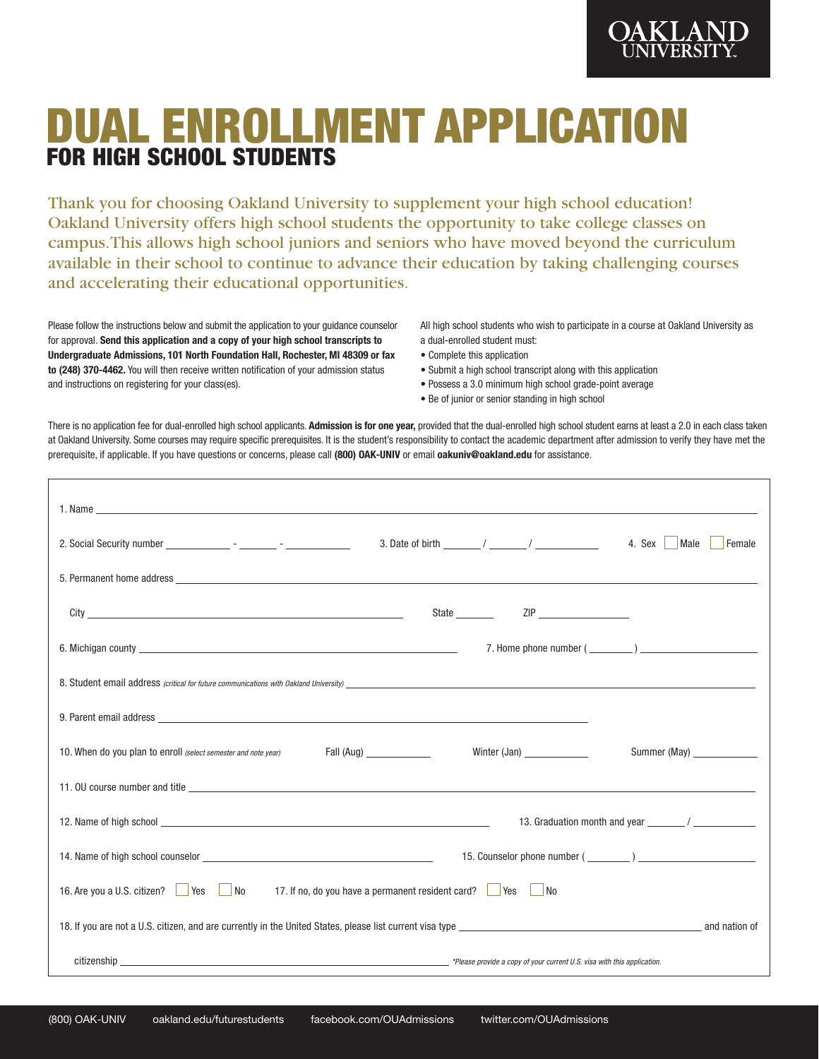OAKLAND UNIVERSITY

# DUAL ENROLLMENT APPLICATION
## FOR HIGH SCHOOL STUDENTS

Thank you for choosing Oakland University to supplement your high school education! Oakland University offers high school students the opportunity to take college classes on campus. This allows high school juniors and seniors who have moved beyond the curriculum available in their school to continue to advance their education by taking challenging courses and accelerating their educational opportunities.

Please follow the instructions below and submit the application to your guidance counselor for approval. **Send this application and a copy of your high school transcripts to Undergraduate Admissions, 101 North Foundation Hall, Rochester, MI 48309 or fax to (248) 370-4462.** You will then receive written notification of your admission status and instructions on registering for your class(es).

All high school students who wish to participate in a course at Oakland University as a dual-enrolled student must:

- Complete this application
- Submit a high school transcript along with this application
- Possess a 3.0 minimum high school grade-point average
- Be of junior or senior standing in high school

There is no application fee for dual-enrolled high school applicants. **Admission is for one year,** provided that the dual-enrolled high school student earns at least a 2.0 in each class taken at Oakland University. Some courses may require specific prerequisites. It is the student's responsibility to contact the academic department after admission to verify they have met the prerequisite, if applicable. If you have questions or concerns, please call **(800) OAK-UNIV** or email **oakuniv@oakland.edu** for assistance.

1. Name ______________________________

2. Social Security number ________ - ______ - ________ 3. Date of birth ______ / ______ / ________ 4. Sex ☐ Male ☐ Female

5. Permanent home address ______________________________

City ______________________ State ______ ZIP ____________

6. Michigan county ______________________ 7. Home phone number ( ______ ) ______________

8. Student email address *(critical for future communications with Oakland University)* ______________________________

9. Parent email address ______________________________

10. When do you plan to enroll *(select semester and note year)* Fall (Aug) ________ Winter (Jan) ________ Summer (May) ________

11. OU course number and title ______________________________

12. Name of high school ______________________ 13. Graduation month and year ______ / ________

14. Name of high school counselor ______________________ 15. Counselor phone number ( ______ ) ______________

16. Are you a U.S. citizen? ☐ Yes ☐ No 17. If no, do you have a permanent resident card? ☐ Yes ☐ No

18. If you are not a U.S. citizen, and are currently in the United States, please list current visa type ______________________ and nation of citizenship ______________________ *\*Please provide a copy of your current U.S. visa with this application.*

(800) OAK-UNIV oakland.edu/futurestudents facebook.com/OUAdmissions twitter.com/OUAdmissions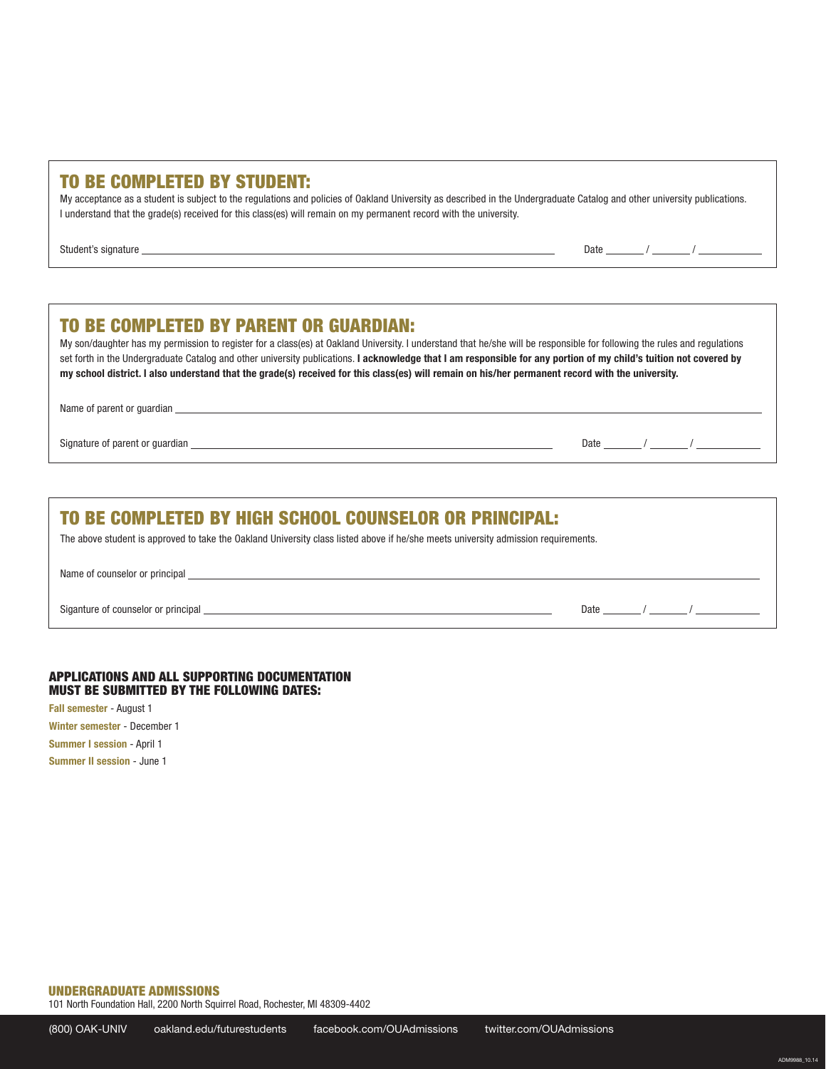## TO BE COMPLETED BY STUDENT:

My acceptance as a student is subject to the regulations and policies of Oakland University as described in the Undergraduate Catalog and other university publications. I understand that the grade(s) received for this class(es) will remain on my permanent record with the university.

Student's signature ______________________________ Date _____ / _____ / ________

## TO BE COMPLETED BY PARENT OR GUARDIAN:

My son/daughter has my permission to register for a class(es) at Oakland University. I understand that he/she will be responsible for following the rules and regulations set forth in the Undergraduate Catalog and other university publications. **I acknowledge that I am responsible for any portion of my child's tuition not covered by my school district. I also understand that the grade(s) received for this class(es) will remain on his/her permanent record with the university.**

Name of parent or guardian ______________________________

Signature of parent or guardian ______________________________ Date _____ / _____ / ________

## TO BE COMPLETED BY HIGH SCHOOL COUNSELOR OR PRINCIPAL:

The above student is approved to take the Oakland University class listed above if he/she meets university admission requirements.

Name of counselor or principal ______________________________

Siganture of counselor or principal ______________________________ Date _____ / _____ / ________

### APPLICATIONS AND ALL SUPPORTING DOCUMENTATION MUST BE SUBMITTED BY THE FOLLOWING DATES:

**Fall semester** - August 1
**Winter semester** - December 1
**Summer I session** - April 1
**Summer II session** - June 1

### UNDERGRADUATE ADMISSIONS

101 North Foundation Hall, 2200 North Squirrel Road, Rochester, MI 48309-4402

(800) OAK-UNIV oakland.edu/futurestudents facebook.com/OUAdmissions twitter.com/OUAdmissions

ADM9988_10.14